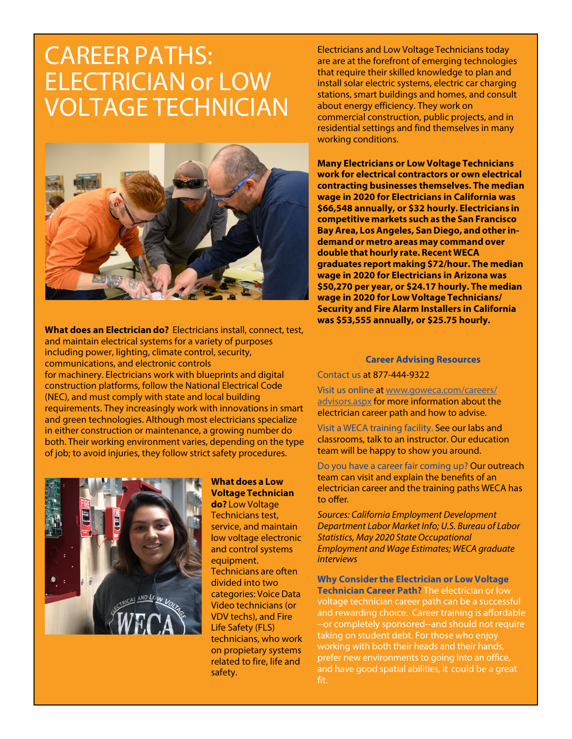// (rest at end)

# CAREER PATHS: ELECTRICIAN or LOW VOLTAGE TECHNICIAN

**What does an Electrician do?** Electricians install, connect, test, and maintain electrical systems for a variety of purposes including power, lighting, climate control, security, communications, and electronic controls for machinery. Electricians work with blueprints and digital construction platforms, follow the National Electrical Code (NEC), and must comply with state and local building requirements. They increasingly work with innovations in smart and green technologies. Although most electricians specialize in either construction or maintenance, a growing number do both. Their working environment varies, depending on the type of job; to avoid injuries, they follow strict safety procedures.

**What does a Low Voltage Technician do?** Low Voltage Technicians test, service, and maintain low voltage electronic and control systems equipment. Technicians are often divided into two categories: Voice Data Video technicians (or VDV techs), and Fire Life Safety (FLS) technicians, who work on propietary systems related to fire, life and safety.

Electricians and Low Voltage Technicians today are are at the forefront of emerging technologies that require their skilled knowledge to plan and install solar electric systems, electric car charging stations, smart buildings and homes, and consult about energy efficiency. They work on commercial construction, public projects, and in residential settings and find themselves in many working conditions.

**Many Electricians or Low Voltage Technicians work for electrical contractors or own electrical contracting businesses themselves. The median wage in 2020 for Electricians in California was $66,548 annually, or $32 hourly. Electricians in competitive markets such as the San Francisco Bay Area, Los Angeles, San Diego, and other in-demand or metro areas may command over double that hourly rate. Recent WECA graduates report making $72/hour. The median wage in 2020 for Electricians in Arizona was $50,270 per year, or $24.17 hourly. The median wage in 2020 for Low Voltage Technicians/ Security and Fire Alarm Installers in California was $53,555 annually, or $25.75 hourly.**

### Career Advising Resources

Contact us at 877-444-9322

Visit us online at www.goweca.com/careers/advisors.aspx for more information about the electrician career path and how to advise.

Visit a WECA training facility. See our labs and classrooms, talk to an instructor. Our education team will be happy to show you around.

Do you have a career fair coming up? Our outreach team can visit and explain the benefits of an electrician career and the training paths WECA has to offer.

*Sources: California Employment Development Department Labor Market Info; U.S. Bureau of Labor Statistics, May 2020 State Occupational Employment and Wage Estimates; WECA graduate interviews*

**Why Consider the Electrician or Low Voltage Technician Career Path?** The electrician or low voltage technician career path can be a successful and rewarding choice. Career training is affordable --or completely sponsored--and should not require taking on student debt. For those who enjoy working with both their heads and their hands, prefer new environments to going into an office, and have good spatial abilities, it could be a great fit.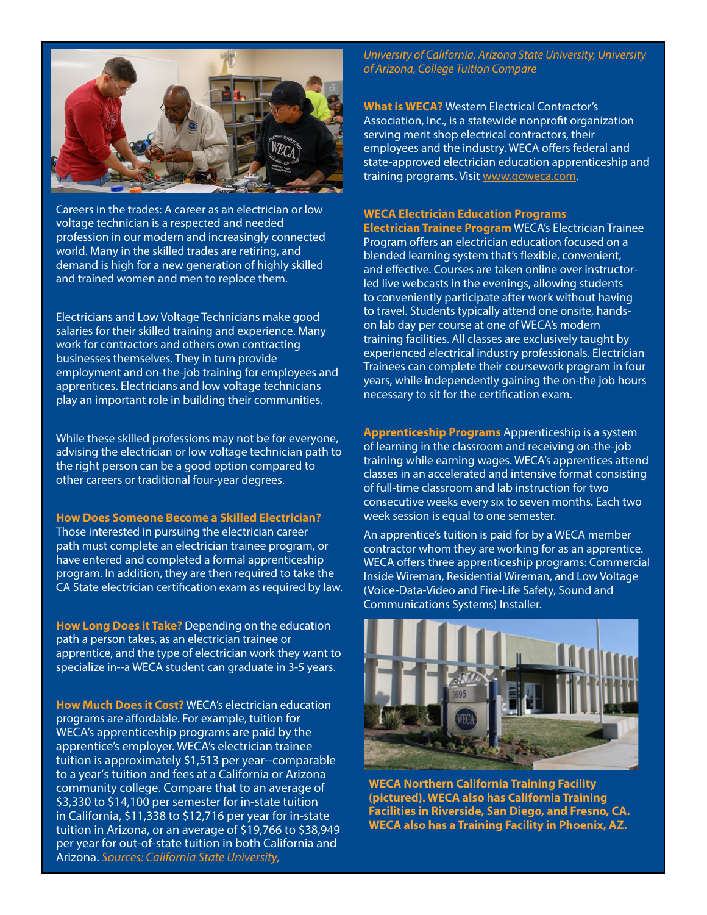Careers in the trades: A career as an electrician or low voltage technician is a respected and needed profession in our modern and increasingly connected world. Many in the skilled trades are retiring, and demand is high for a new generation of highly skilled and trained women and men to replace them.

Electricians and Low Voltage Technicians make good salaries for their skilled training and experience. Many work for contractors and others own contracting businesses themselves. They in turn provide employment and on-the-job training for employees and apprentices. Electricians and low voltage technicians play an important role in building their communities.

While these skilled professions may not be for everyone, advising the electrician or low voltage technician path to the right person can be a good option compared to other careers or traditional four-year degrees.

**How Does Someone Become a Skilled Electrician?** Those interested in pursuing the electrician career path must complete an electrician trainee program, or have entered and completed a formal apprenticeship program. In addition, they are then required to take the CA State electrician certification exam as required by law.

**How Long Does it Take?** Depending on the education path a person takes, as an electrician trainee or apprentice, and the type of electrician work they want to specialize in--a WECA student can graduate in 3-5 years.

**How Much Does it Cost?** WECA's electrician education programs are affordable. For example, tuition for WECA's apprenticeship programs are paid by the apprentice's employer. WECA's electrician trainee tuition is approximately $1,513 per year--comparable to a year's tuition and fees at a California or Arizona community college. Compare that to an average of $3,330 to $14,100 per semester for in-state tuition in California, $11,338 to $12,716 per year for in-state tuition in Arizona, or an average of $19,766 to $38,949 per year for out-of-state tuition in both California and Arizona. *Sources: California State University, University of California, Arizona State University, University of Arizona, College Tuition Compare*

**What is WECA?** Western Electrical Contractor's Association, Inc., is a statewide nonprofit organization serving merit shop electrical contractors, their employees and the industry. WECA offers federal and state-approved electrician education apprenticeship and training programs. Visit www.goweca.com.

**WECA Electrician Education Programs**

**Electrician Trainee Program** WECA's Electrician Trainee Program offers an electrician education focused on a blended learning system that's flexible, convenient, and effective. Courses are taken online over instructor-led live webcasts in the evenings, allowing students to conveniently participate after work without having to travel. Students typically attend one onsite, hands-on lab day per course at one of WECA's modern training facilities. All classes are exclusively taught by experienced electrical industry professionals. Electrician Trainees can complete their coursework program in four years, while independently gaining the on-the job hours necessary to sit for the certification exam.

**Apprenticeship Programs** Apprenticeship is a system of learning in the classroom and receiving on-the-job training while earning wages. WECA's apprentices attend classes in an accelerated and intensive format consisting of full-time classroom and lab instruction for two consecutive weeks every six to seven months. Each two week session is equal to one semester.

An apprentice's tuition is paid for by a WECA member contractor whom they are working for as an apprentice. WECA offers three apprenticeship programs: Commercial Inside Wireman, Residential Wireman, and Low Voltage (Voice-Data-Video and Fire-Life Safety, Sound and Communications Systems) Installer.

**WECA Northern California Training Facility (pictured). WECA also has California Training Facilities in Riverside, San Diego, and Fresno, CA. WECA also has a Training Facility in Phoenix, AZ.**